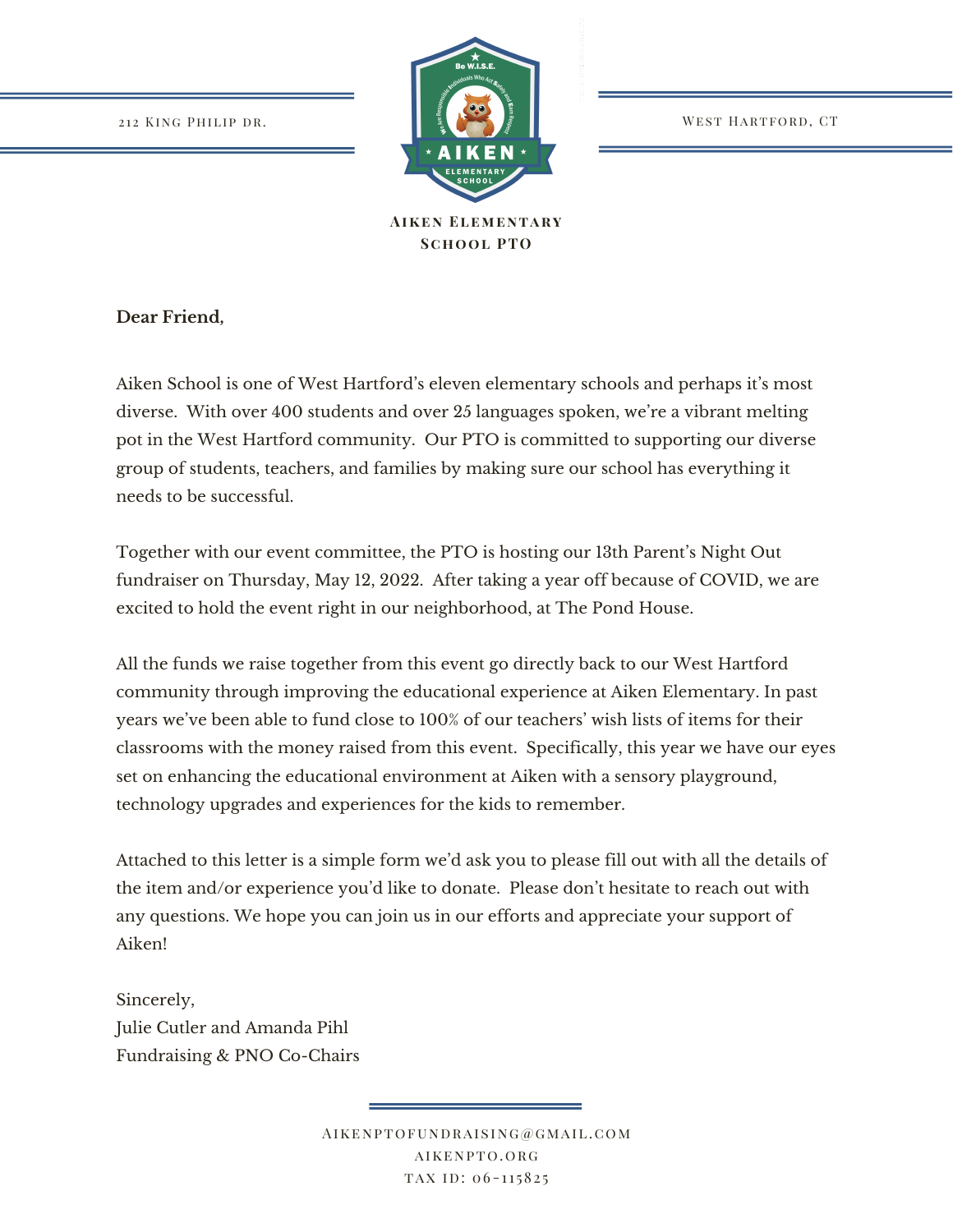212 King Philip Dr.

West Hartford, CT

**Aiken Elementary School PTO**

**Dear Friend,**

Aiken School is one of West Hartford's eleven elementary schools and perhaps it's most diverse. With over 400 students and over 25 languages spoken, we're a vibrant melting pot in the West Hartford community. Our PTO is committed to supporting our diverse group of students, teachers, and families by making sure our school has everything it needs to be successful.

Together with our event committee, the PTO is hosting our 13th Parent's Night Out fundraiser on Thursday, May 12, 2022. After taking a year off because of COVID, we are excited to hold the event right in our neighborhood, at The Pond House.

All the funds we raise together from this event go directly back to our West Hartford community through improving the educational experience at Aiken Elementary. In past years we've been able to fund close to 100% of our teachers' wish lists of items for their classrooms with the money raised from this event. Specifically, this year we have our eyes set on enhancing the educational environment at Aiken with a sensory playground, technology upgrades and experiences for the kids to remember.

Attached to this letter is a simple form we'd ask you to please fill out with all the details of the item and/or experience you'd like to donate. Please don't hesitate to reach out with any questions. We hope you can join us in our efforts and appreciate your support of Aiken!

Sincerely,
Julie Cutler and Amanda Pihl
Fundraising & PNO Co-Chairs

AIKENPTOFUNDRAISING@GMAIL.COM
AIKENPTO.ORG
TAX ID: 06-115825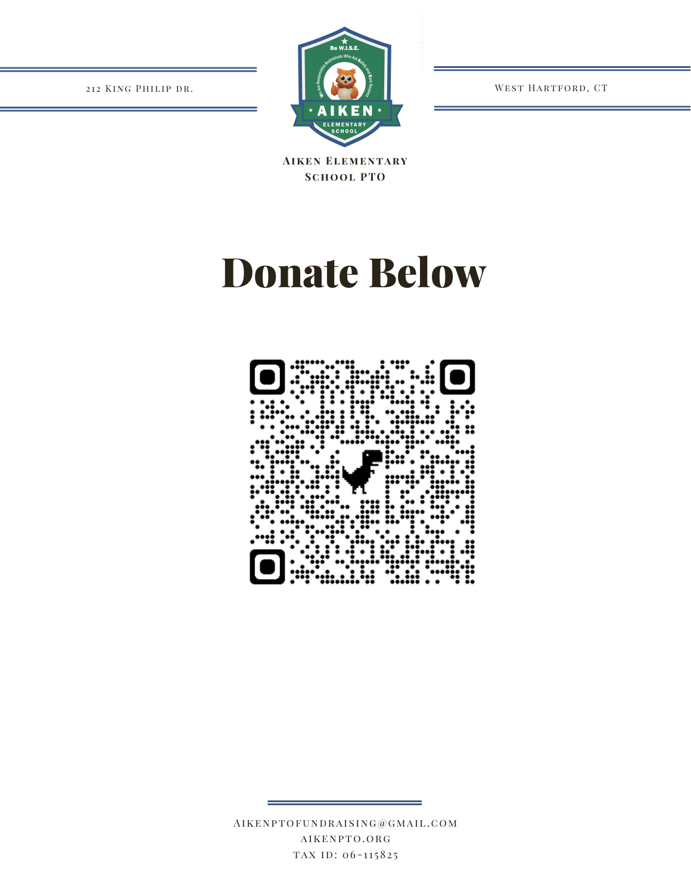212 King Philip dr.

West Hartford, CT

**Aiken Elementary School PTO**

# Donate Below

AIKENPTOFUNDRAISING@GMAIL.COM
AIKENPTO.ORG
TAX ID: 06-115825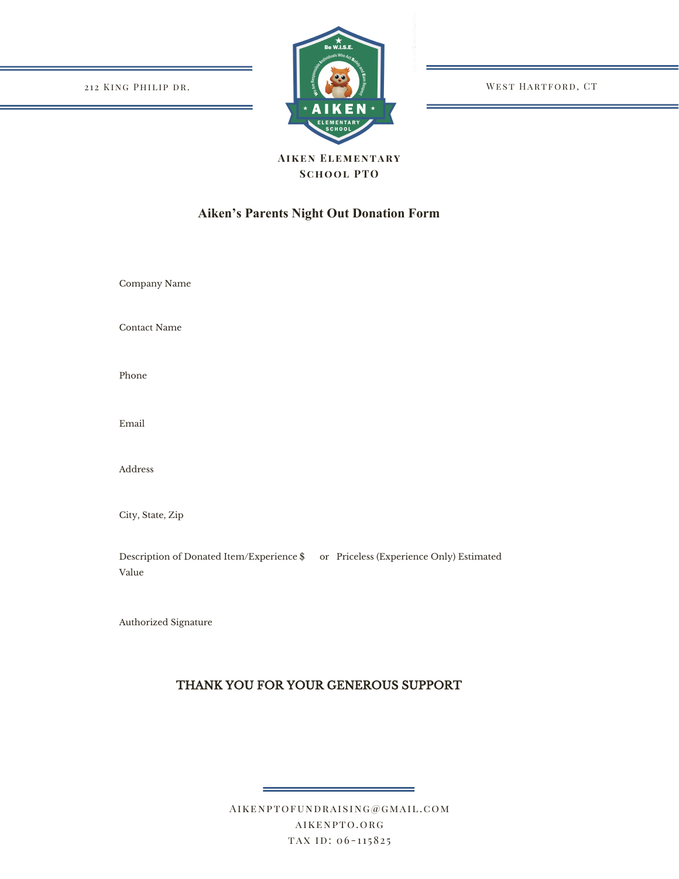212 King Philip dr.

West Hartford, CT

**Aiken Elementary School PTO**

## Aiken's Parents Night Out Donation Form

Company Name

Contact Name

Phone

Email

Address

City, State, Zip

Description of Donated Item/Experience $ or Priceless (Experience Only) Estimated Value

Authorized Signature

THANK YOU FOR YOUR GENEROUS SUPPORT

AIKENPTOFUNDRAISING@GMAIL.COM
AIKENPTO.ORG
TAX ID: 06-115825